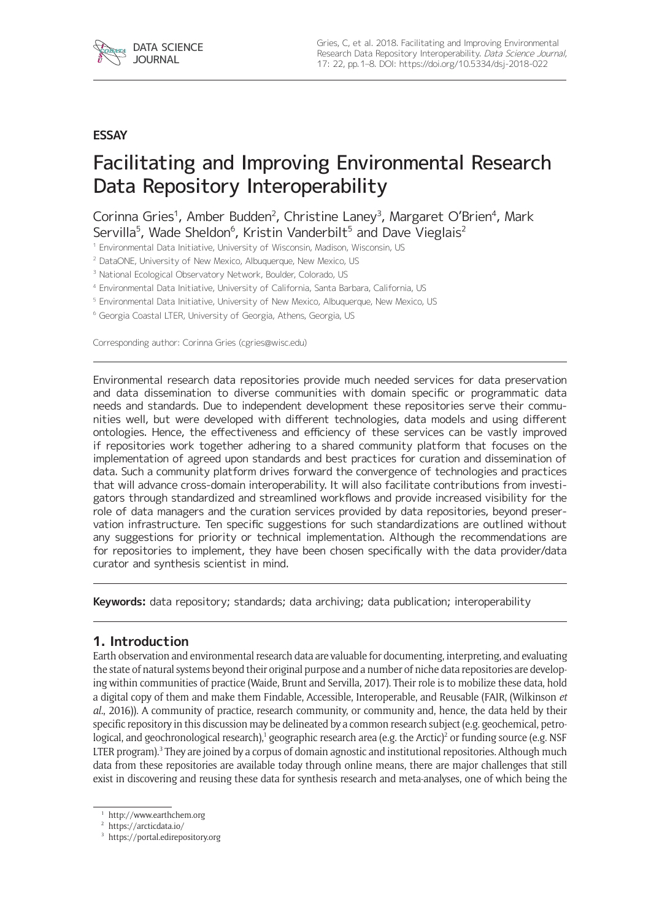**ESSAY**

# Facilitating and Improving Environmental Research Data Repository Interoperability

Corinna Gries[1], Amber Budden[2], Christine Laney[3], Margaret O'Brien[4], Mark Servilla[5], Wade Sheldon[6], Kristin Vanderbilt[5] and Dave Vieglais[2]

[1] Environmental Data Initiative, University of Wisconsin, Madison, Wisconsin, US

[2] DataONE, University of New Mexico, Albuquerque, New Mexico, US

[3] National Ecological Observatory Network, Boulder, Colorado, US

[4] Environmental Data Initiative, University of California, Santa Barbara, California, US

[5] Environmental Data Initiative, University of New Mexico, Albuquerque, New Mexico, US

[6] Georgia Coastal LTER, University of Georgia, Athens, Georgia, US

Corresponding author: Corinna Gries (cgries@wisc.edu)

Environmental research data repositories provide much needed services for data preservation and data dissemination to diverse communities with domain specific or programmatic data needs and standards. Due to independent development these repositories serve their communities well, but were developed with different technologies, data models and using different ontologies. Hence, the effectiveness and efficiency of these services can be vastly improved if repositories work together adhering to a shared community platform that focuses on the implementation of agreed upon standards and best practices for curation and dissemination of data. Such a community platform drives forward the convergence of technologies and practices that will advance cross-domain interoperability. It will also facilitate contributions from investigators through standardized and streamlined workflows and provide increased visibility for the role of data managers and the curation services provided by data repositories, beyond preservation infrastructure. Ten specific suggestions for such standardizations are outlined without any suggestions for priority or technical implementation. Although the recommendations are for repositories to implement, they have been chosen specifically with the data provider/data curator and synthesis scientist in mind.

**Keywords:** data repository; standards; data archiving; data publication; interoperability

## 1. Introduction

Earth observation and environmental research data are valuable for documenting, interpreting, and evaluating the state of natural systems beyond their original purpose and a number of niche data repositories are developing within communities of practice (Waide, Brunt and Servilla, 2017). Their role is to mobilize these data, hold a digital copy of them and make them Findable, Accessible, Interoperable, and Reusable (FAIR, (Wilkinson *et al.*, 2016)). A community of practice, research community, or community and, hence, the data held by their specific repository in this discussion may be delineated by a common research subject (e.g. geochemical, petrological, and geochronological research),[1] geographic research area (e.g. the Arctic)[2] or funding source (e.g. NSF LTER program).[3] They are joined by a corpus of domain agnostic and institutional repositories. Although much data from these repositories are available today through online means, there are major challenges that still exist in discovering and reusing these data for synthesis research and meta-analyses, one of which being the

[1] http://www.earthchem.org

[2] https://arcticdata.io/

[3] https://portal.edirepository.org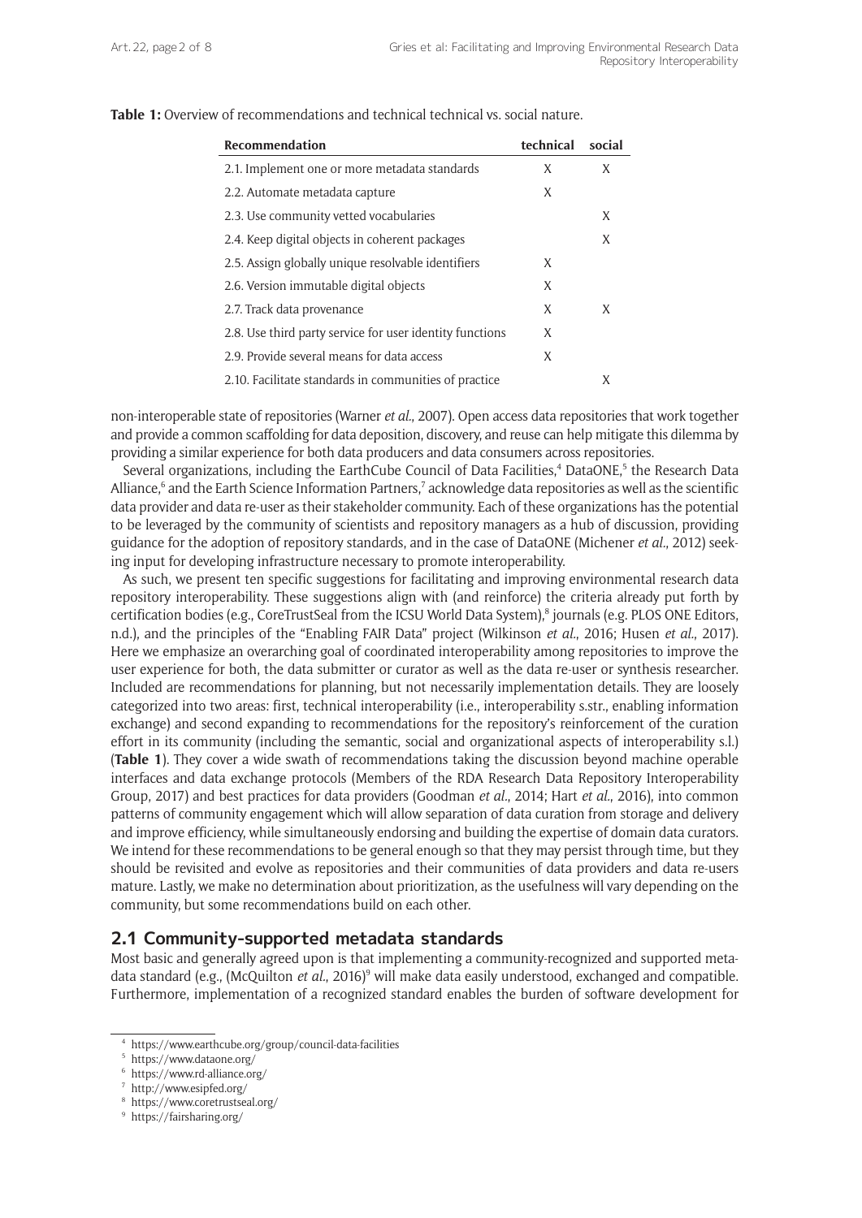**Table 1:** Overview of recommendations and technical technical vs. social nature.

| Recommendation | technical | social |
|---|---|---|
| 2.1. Implement one or more metadata standards | X | X |
| 2.2. Automate metadata capture | X | |
| 2.3. Use community vetted vocabularies | | X |
| 2.4. Keep digital objects in coherent packages | | X |
| 2.5. Assign globally unique resolvable identifiers | X | |
| 2.6. Version immutable digital objects | X | |
| 2.7. Track data provenance | X | X |
| 2.8. Use third party service for user identity functions | X | |
| 2.9. Provide several means for data access | X | |
| 2.10. Facilitate standards in communities of practice | | X |

non-interoperable state of repositories (Warner *et al.*, 2007). Open access data repositories that work together and provide a common scaffolding for data deposition, discovery, and reuse can help mitigate this dilemma by providing a similar experience for both data producers and data consumers across repositories.

Several organizations, including the EarthCube Council of Data Facilities,[4] DataONE,[5] the Research Data Alliance,[6] and the Earth Science Information Partners,[7] acknowledge data repositories as well as the scientific data provider and data re-user as their stakeholder community. Each of these organizations has the potential to be leveraged by the community of scientists and repository managers as a hub of discussion, providing guidance for the adoption of repository standards, and in the case of DataONE (Michener *et al.*, 2012) seeking input for developing infrastructure necessary to promote interoperability.

As such, we present ten specific suggestions for facilitating and improving environmental research data repository interoperability. These suggestions align with (and reinforce) the criteria already put forth by certification bodies (e.g., CoreTrustSeal from the ICSU World Data System),[8] journals (e.g. PLOS ONE Editors, n.d.), and the principles of the "Enabling FAIR Data" project (Wilkinson *et al.*, 2016; Husen *et al.*, 2017). Here we emphasize an overarching goal of coordinated interoperability among repositories to improve the user experience for both, the data submitter or curator as well as the data re-user or synthesis researcher. Included are recommendations for planning, but not necessarily implementation details. They are loosely categorized into two areas: first, technical interoperability (i.e., interoperability s.str., enabling information exchange) and second expanding to recommendations for the repository's reinforcement of the curation effort in its community (including the semantic, social and organizational aspects of interoperability s.l.) (**Table 1**). They cover a wide swath of recommendations taking the discussion beyond machine operable interfaces and data exchange protocols (Members of the RDA Research Data Repository Interoperability Group, 2017) and best practices for data providers (Goodman *et al.*, 2014; Hart *et al.*, 2016), into common patterns of community engagement which will allow separation of data curation from storage and delivery and improve efficiency, while simultaneously endorsing and building the expertise of domain data curators. We intend for these recommendations to be general enough so that they may persist through time, but they should be revisited and evolve as repositories and their communities of data providers and data re-users mature. Lastly, we make no determination about prioritization, as the usefulness will vary depending on the community, but some recommendations build on each other.

## 2.1 Community-supported metadata standards

Most basic and generally agreed upon is that implementing a community-recognized and supported metadata standard (e.g., (McQuilton *et al.*, 2016)[9] will make data easily understood, exchanged and compatible. Furthermore, implementation of a recognized standard enables the burden of software development for

[4] https://www.earthcube.org/group/council-data-facilities
[5] https://www.dataone.org/
[6] https://www.rd-alliance.org/
[7] http://www.esipfed.org/
[8] https://www.coretrustseal.org/
[9] https://fairsharing.org/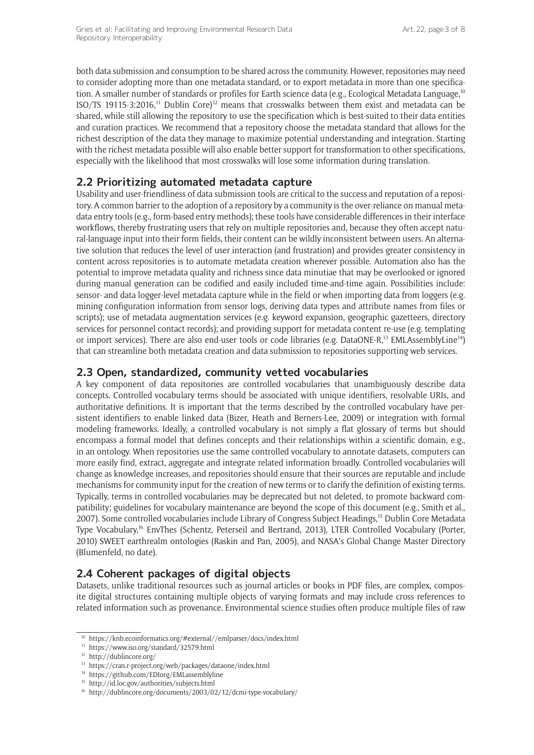both data submission and consumption to be shared across the community. However, repositories may need to consider adopting more than one metadata standard, or to export metadata in more than one specification. A smaller number of standards or profiles for Earth science data (e.g., Ecological Metadata Language,[10] ISO/TS 19115-3:2016,[11] Dublin Core)[12] means that crosswalks between them exist and metadata can be shared, while still allowing the repository to use the specification which is best-suited to their data entities and curation practices. We recommend that a repository choose the metadata standard that allows for the richest description of the data they manage to maximize potential understanding and integration. Starting with the richest metadata possible will also enable better support for transformation to other specifications, especially with the likelihood that most crosswalks will lose some information during translation.

## 2.2 Prioritizing automated metadata capture

Usability and user-friendliness of data submission tools are critical to the success and reputation of a repository. A common barrier to the adoption of a repository by a community is the over-reliance on manual metadata entry tools (e.g., form-based entry methods); these tools have considerable differences in their interface workflows, thereby frustrating users that rely on multiple repositories and, because they often accept natural-language input into their form fields, their content can be wildly inconsistent between users. An alternative solution that reduces the level of user interaction (and frustration) and provides greater consistency in content across repositories is to automate metadata creation wherever possible. Automation also has the potential to improve metadata quality and richness since data minutiae that may be overlooked or ignored during manual generation can be codified and easily included time-and-time again. Possibilities include: sensor- and data logger-level metadata capture while in the field or when importing data from loggers (e.g. mining configuration information from sensor logs, deriving data types and attribute names from files or scripts); use of metadata augmentation services (e.g. keyword expansion, geographic gazetteers, directory services for personnel contact records); and providing support for metadata content re-use (e.g. templating or import services). There are also end-user tools or code libraries (e.g. DataONE-R,[13] EMLAssemblyLine[14]) that can streamline both metadata creation and data submission to repositories supporting web services.

## 2.3 Open, standardized, community vetted vocabularies

A key component of data repositories are controlled vocabularies that unambiguously describe data concepts. Controlled vocabulary terms should be associated with unique identifiers, resolvable URIs, and authoritative definitions. It is important that the terms described by the controlled vocabulary have persistent identifiers to enable linked data (Bizer, Heath and Berners-Lee, 2009) or integration with formal modeling frameworks. Ideally, a controlled vocabulary is not simply a flat glossary of terms but should encompass a formal model that defines concepts and their relationships within a scientific domain, e.g., in an ontology. When repositories use the same controlled vocabulary to annotate datasets, computers can more easily find, extract, aggregate and integrate related information broadly. Controlled vocabularies will change as knowledge increases, and repositories should ensure that their sources are reputable and include mechanisms for community input for the creation of new terms or to clarify the definition of existing terms. Typically, terms in controlled vocabularies may be deprecated but not deleted, to promote backward compatibility; guidelines for vocabulary maintenance are beyond the scope of this document (e.g., Smith et al., 2007). Some controlled vocabularies include Library of Congress Subject Headings,[15] Dublin Core Metadata Type Vocabulary,[16] EnvThes (Schentz, Peterseil and Bertrand, 2013), LTER Controlled Vocabulary (Porter, 2010) SWEET earthrealm ontologies (Raskin and Pan, 2005), and NASA's Global Change Master Directory (Blumenfeld, no date).

## 2.4 Coherent packages of digital objects

Datasets, unlike traditional resources such as journal articles or books in PDF files, are complex, composite digital structures containing multiple objects of varying formats and may include cross references to related information such as provenance. Environmental science studies often produce multiple files of raw

---

[10] https://knb.ecoinformatics.org/#external//emlparser/docs/index.html

[11] https://www.iso.org/standard/32579.html

[12] http://dublincore.org/

[13] https://cran.r-project.org/web/packages/dataone/index.html

[14] https://github.com/EDIorg/EMLassemblyline

[15] http://id.loc.gov/authorities/subjects.html

[16] http://dublincore.org/documents/2003/02/12/dcmi-type-vocabulary/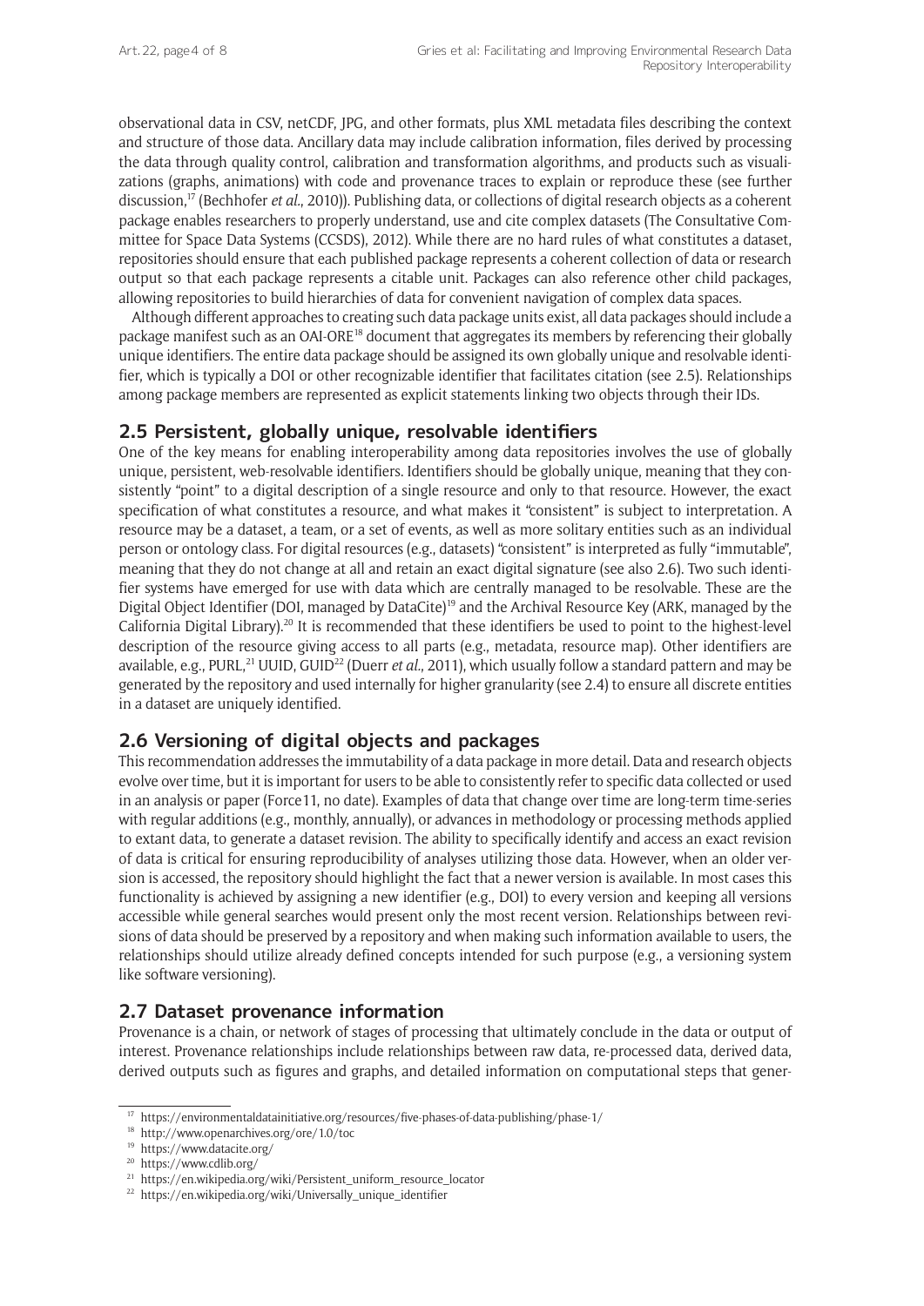observational data in CSV, netCDF, JPG, and other formats, plus XML metadata files describing the context and structure of those data. Ancillary data may include calibration information, files derived by processing the data through quality control, calibration and transformation algorithms, and products such as visualizations (graphs, animations) with code and provenance traces to explain or reproduce these (see further discussion,[17] (Bechhofer *et al.*, 2010)). Publishing data, or collections of digital research objects as a coherent package enables researchers to properly understand, use and cite complex datasets (The Consultative Committee for Space Data Systems (CCSDS), 2012). While there are no hard rules of what constitutes a dataset, repositories should ensure that each published package represents a coherent collection of data or research output so that each package represents a citable unit. Packages can also reference other child packages, allowing repositories to build hierarchies of data for convenient navigation of complex data spaces.

Although different approaches to creating such data package units exist, all data packages should include a package manifest such as an OAI-ORE[18] document that aggregates its members by referencing their globally unique identifiers. The entire data package should be assigned its own globally unique and resolvable identifier, which is typically a DOI or other recognizable identifier that facilitates citation (see 2.5). Relationships among package members are represented as explicit statements linking two objects through their IDs.

## 2.5 Persistent, globally unique, resolvable identifiers

One of the key means for enabling interoperability among data repositories involves the use of globally unique, persistent, web-resolvable identifiers. Identifiers should be globally unique, meaning that they consistently "point" to a digital description of a single resource and only to that resource. However, the exact specification of what constitutes a resource, and what makes it "consistent" is subject to interpretation. A resource may be a dataset, a team, or a set of events, as well as more solitary entities such as an individual person or ontology class. For digital resources (e.g., datasets) "consistent" is interpreted as fully "immutable", meaning that they do not change at all and retain an exact digital signature (see also 2.6). Two such identifier systems have emerged for use with data which are centrally managed to be resolvable. These are the Digital Object Identifier (DOI, managed by DataCite)[19] and the Archival Resource Key (ARK, managed by the California Digital Library).[20] It is recommended that these identifiers be used to point to the highest-level description of the resource giving access to all parts (e.g., metadata, resource map). Other identifiers are available, e.g., PURL,[21] UUID, GUID[22] (Duerr *et al.*, 2011), which usually follow a standard pattern and may be generated by the repository and used internally for higher granularity (see 2.4) to ensure all discrete entities in a dataset are uniquely identified.

## 2.6 Versioning of digital objects and packages

This recommendation addresses the immutability of a data package in more detail. Data and research objects evolve over time, but it is important for users to be able to consistently refer to specific data collected or used in an analysis or paper (Force11, no date). Examples of data that change over time are long-term time-series with regular additions (e.g., monthly, annually), or advances in methodology or processing methods applied to extant data, to generate a dataset revision. The ability to specifically identify and access an exact revision of data is critical for ensuring reproducibility of analyses utilizing those data. However, when an older version is accessed, the repository should highlight the fact that a newer version is available. In most cases this functionality is achieved by assigning a new identifier (e.g., DOI) to every version and keeping all versions accessible while general searches would present only the most recent version. Relationships between revisions of data should be preserved by a repository and when making such information available to users, the relationships should utilize already defined concepts intended for such purpose (e.g., a versioning system like software versioning).

## 2.7 Dataset provenance information

Provenance is a chain, or network of stages of processing that ultimately conclude in the data or output of interest. Provenance relationships include relationships between raw data, re-processed data, derived data, derived outputs such as figures and graphs, and detailed information on computational steps that gener-

[17] https://environmentaldatainitiative.org/resources/five-phases-of-data-publishing/phase-1/
[18] http://www.openarchives.org/ore/1.0/toc
[19] https://www.datacite.org/
[20] https://www.cdlib.org/
[21] https://en.wikipedia.org/wiki/Persistent_uniform_resource_locator
[22] https://en.wikipedia.org/wiki/Universally_unique_identifier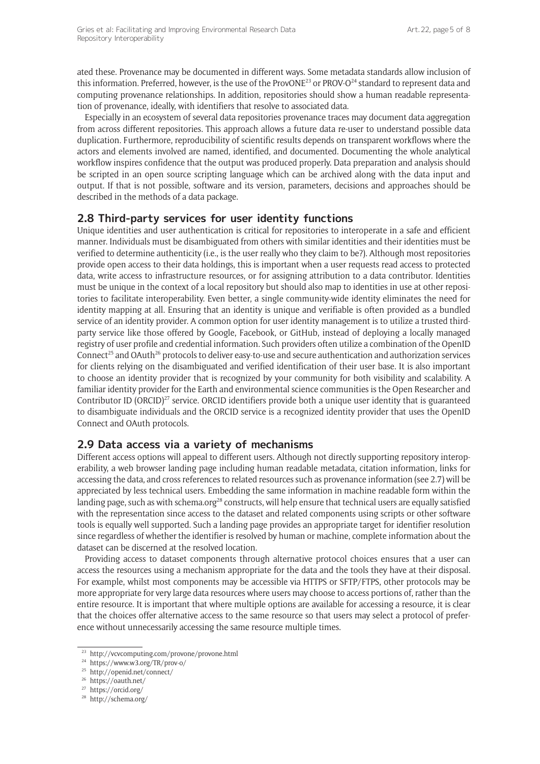ated these. Provenance may be documented in different ways. Some metadata standards allow inclusion of this information. Preferred, however, is the use of the ProvONE[23] or PROV-O[24] standard to represent data and computing provenance relationships. In addition, repositories should show a human readable representation of provenance, ideally, with identifiers that resolve to associated data.

Especially in an ecosystem of several data repositories provenance traces may document data aggregation from across different repositories. This approach allows a future data re-user to understand possible data duplication. Furthermore, reproducibility of scientific results depends on transparent workflows where the actors and elements involved are named, identified, and documented. Documenting the whole analytical workflow inspires confidence that the output was produced properly. Data preparation and analysis should be scripted in an open source scripting language which can be archived along with the data input and output. If that is not possible, software and its version, parameters, decisions and approaches should be described in the methods of a data package.

## 2.8 Third-party services for user identity functions

Unique identities and user authentication is critical for repositories to interoperate in a safe and efficient manner. Individuals must be disambiguated from others with similar identities and their identities must be verified to determine authenticity (i.e., is the user really who they claim to be?). Although most repositories provide open access to their data holdings, this is important when a user requests read access to protected data, write access to infrastructure resources, or for assigning attribution to a data contributor. Identities must be unique in the context of a local repository but should also map to identities in use at other repositories to facilitate interoperability. Even better, a single community-wide identity eliminates the need for identity mapping at all. Ensuring that an identity is unique and verifiable is often provided as a bundled service of an identity provider. A common option for user identity management is to utilize a trusted third-party service like those offered by Google, Facebook, or GitHub, instead of deploying a locally managed registry of user profile and credential information. Such providers often utilize a combination of the OpenID Connect[25] and OAuth[26] protocols to deliver easy-to-use and secure authentication and authorization services for clients relying on the disambiguated and verified identification of their user base. It is also important to choose an identity provider that is recognized by your community for both visibility and scalability. A familiar identity provider for the Earth and environmental science communities is the Open Researcher and Contributor ID (ORCID)[27] service. ORCID identifiers provide both a unique user identity that is guaranteed to disambiguate individuals and the ORCID service is a recognized identity provider that uses the OpenID Connect and OAuth protocols.

## 2.9 Data access via a variety of mechanisms

Different access options will appeal to different users. Although not directly supporting repository interoperability, a web browser landing page including human readable metadata, citation information, links for accessing the data, and cross references to related resources such as provenance information (see 2.7) will be appreciated by less technical users. Embedding the same information in machine readable form within the landing page, such as with schema.org[28] constructs, will help ensure that technical users are equally satisfied with the representation since access to the dataset and related components using scripts or other software tools is equally well supported. Such a landing page provides an appropriate target for identifier resolution since regardless of whether the identifier is resolved by human or machine, complete information about the dataset can be discerned at the resolved location.

Providing access to dataset components through alternative protocol choices ensures that a user can access the resources using a mechanism appropriate for the data and the tools they have at their disposal. For example, whilst most components may be accessible via HTTPS or SFTP/FTPS, other protocols may be more appropriate for very large data resources where users may choose to access portions of, rather than the entire resource. It is important that where multiple options are available for accessing a resource, it is clear that the choices offer alternative access to the same resource so that users may select a protocol of preference without unnecessarily accessing the same resource multiple times.

---

[23] http://vcvcomputing.com/provone/provone.html
[24] https://www.w3.org/TR/prov-o/
[25] http://openid.net/connect/
[26] https://oauth.net/
[27] https://orcid.org/
[28] http://schema.org/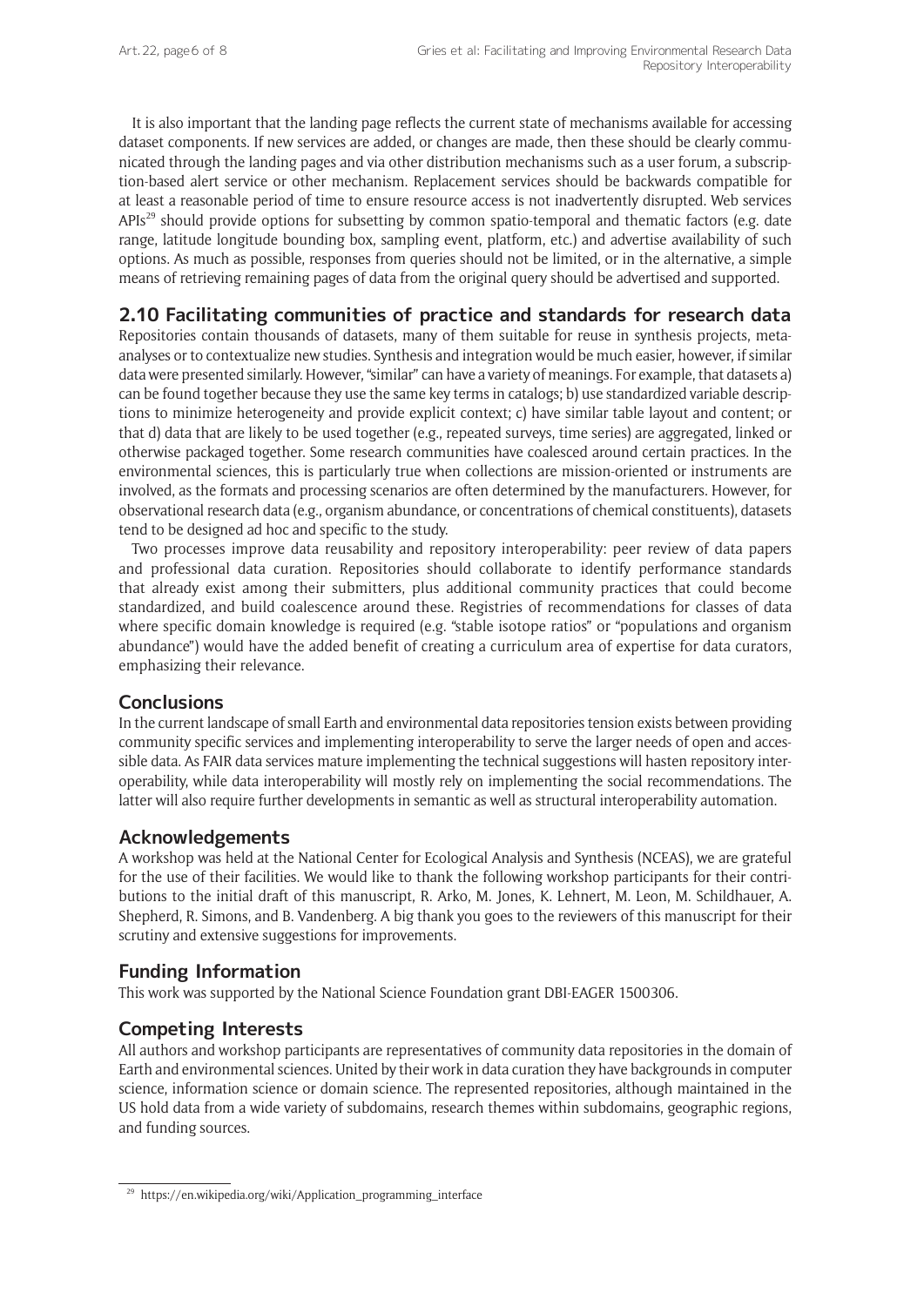It is also important that the landing page reflects the current state of mechanisms available for accessing dataset components. If new services are added, or changes are made, then these should be clearly communicated through the landing pages and via other distribution mechanisms such as a user forum, a subscription-based alert service or other mechanism. Replacement services should be backwards compatible for at least a reasonable period of time to ensure resource access is not inadvertently disrupted. Web services APIs[29] should provide options for subsetting by common spatio-temporal and thematic factors (e.g. date range, latitude longitude bounding box, sampling event, platform, etc.) and advertise availability of such options. As much as possible, responses from queries should not be limited, or in the alternative, a simple means of retrieving remaining pages of data from the original query should be advertised and supported.

## 2.10 Facilitating communities of practice and standards for research data

Repositories contain thousands of datasets, many of them suitable for reuse in synthesis projects, meta-analyses or to contextualize new studies. Synthesis and integration would be much easier, however, if similar data were presented similarly. However, "similar" can have a variety of meanings. For example, that datasets a) can be found together because they use the same key terms in catalogs; b) use standardized variable descriptions to minimize heterogeneity and provide explicit context; c) have similar table layout and content; or that d) data that are likely to be used together (e.g., repeated surveys, time series) are aggregated, linked or otherwise packaged together. Some research communities have coalesced around certain practices. In the environmental sciences, this is particularly true when collections are mission-oriented or instruments are involved, as the formats and processing scenarios are often determined by the manufacturers. However, for observational research data (e.g., organism abundance, or concentrations of chemical constituents), datasets tend to be designed ad hoc and specific to the study.

Two processes improve data reusability and repository interoperability: peer review of data papers and professional data curation. Repositories should collaborate to identify performance standards that already exist among their submitters, plus additional community practices that could become standardized, and build coalescence around these. Registries of recommendations for classes of data where specific domain knowledge is required (e.g. "stable isotope ratios" or "populations and organism abundance") would have the added benefit of creating a curriculum area of expertise for data curators, emphasizing their relevance.

## Conclusions

In the current landscape of small Earth and environmental data repositories tension exists between providing community specific services and implementing interoperability to serve the larger needs of open and accessible data. As FAIR data services mature implementing the technical suggestions will hasten repository interoperability, while data interoperability will mostly rely on implementing the social recommendations. The latter will also require further developments in semantic as well as structural interoperability automation.

## Acknowledgements

A workshop was held at the National Center for Ecological Analysis and Synthesis (NCEAS), we are grateful for the use of their facilities. We would like to thank the following workshop participants for their contributions to the initial draft of this manuscript, R. Arko, M. Jones, K. Lehnert, M. Leon, M. Schildhauer, A. Shepherd, R. Simons, and B. Vandenberg. A big thank you goes to the reviewers of this manuscript for their scrutiny and extensive suggestions for improvements.

## Funding Information

This work was supported by the National Science Foundation grant DBI-EAGER 1500306.

## Competing Interests

All authors and workshop participants are representatives of community data repositories in the domain of Earth and environmental sciences. United by their work in data curation they have backgrounds in computer science, information science or domain science. The represented repositories, although maintained in the US hold data from a wide variety of subdomains, research themes within subdomains, geographic regions, and funding sources.

---

[29] https://en.wikipedia.org/wiki/Application_programming_interface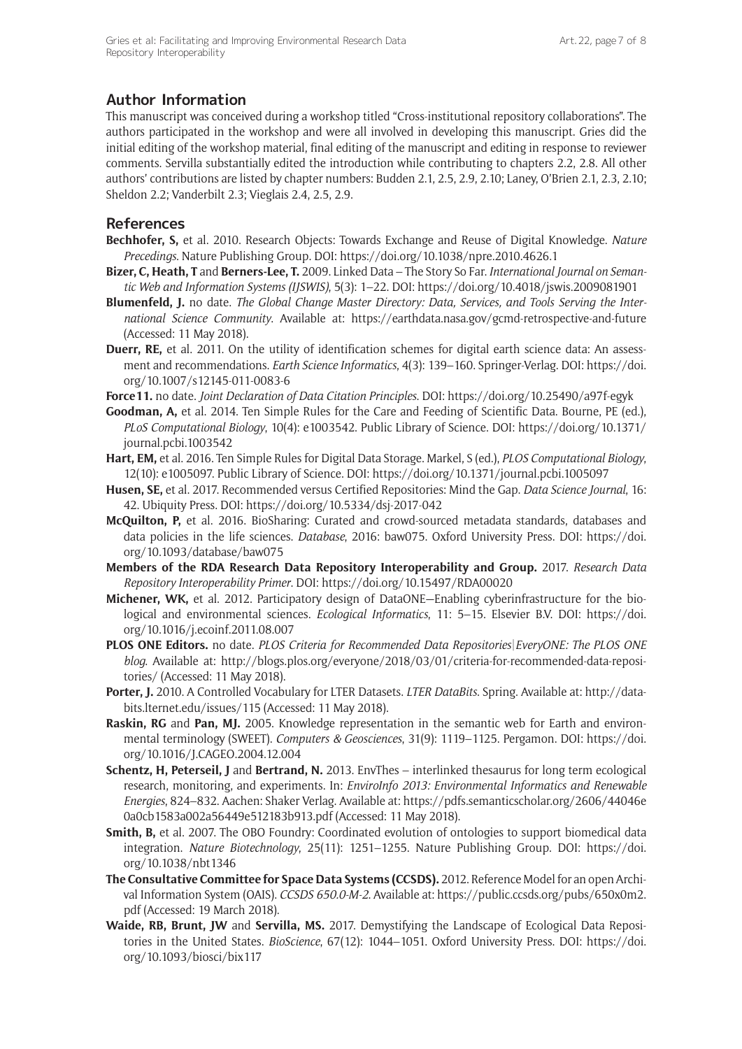## Author Information

This manuscript was conceived during a workshop titled "Cross-institutional repository collaborations". The authors participated in the workshop and were all involved in developing this manuscript. Gries did the initial editing of the workshop material, final editing of the manuscript and editing in response to reviewer comments. Servilla substantially edited the introduction while contributing to chapters 2.2, 2.8. All other authors' contributions are listed by chapter numbers: Budden 2.1, 2.5, 2.9, 2.10; Laney, O'Brien 2.1, 2.3, 2.10; Sheldon 2.2; Vanderbilt 2.3; Vieglais 2.4, 2.5, 2.9.

## References

**Bechhofer, S,** et al. 2010. Research Objects: Towards Exchange and Reuse of Digital Knowledge. *Nature Precedings*. Nature Publishing Group. DOI: https://doi.org/10.1038/npre.2010.4626.1

**Bizer, C, Heath, T** and **Berners-Lee, T.** 2009. Linked Data – The Story So Far. *International Journal on Semantic Web and Information Systems (IJSWIS)*, 5(3): 1–22. DOI: https://doi.org/10.4018/jswis.2009081901

**Blumenfeld, J.** no date. *The Global Change Master Directory: Data, Services, and Tools Serving the International Science Community*. Available at: https://earthdata.nasa.gov/gcmd-retrospective-and-future (Accessed: 11 May 2018).

**Duerr, RE,** et al. 2011. On the utility of identification schemes for digital earth science data: An assessment and recommendations. *Earth Science Informatics*, 4(3): 139–160. Springer-Verlag. DOI: https://doi.org/10.1007/s12145-011-0083-6

**Force11.** no date. *Joint Declaration of Data Citation Principles*. DOI: https://doi.org/10.25490/a97f-egyk

**Goodman, A,** et al. 2014. Ten Simple Rules for the Care and Feeding of Scientific Data. Bourne, PE (ed.), *PLoS Computational Biology*, 10(4): e1003542. Public Library of Science. DOI: https://doi.org/10.1371/journal.pcbi.1003542

**Hart, EM,** et al. 2016. Ten Simple Rules for Digital Data Storage. Markel, S (ed.), *PLOS Computational Biology*, 12(10): e1005097. Public Library of Science. DOI: https://doi.org/10.1371/journal.pcbi.1005097

**Husen, SE,** et al. 2017. Recommended versus Certified Repositories: Mind the Gap. *Data Science Journal*, 16: 42. Ubiquity Press. DOI: https://doi.org/10.5334/dsj-2017-042

**McQuilton, P,** et al. 2016. BioSharing: Curated and crowd-sourced metadata standards, databases and data policies in the life sciences. *Database*, 2016: baw075. Oxford University Press. DOI: https://doi.org/10.1093/database/baw075

**Members of the RDA Research Data Repository Interoperability and Group.** 2017. *Research Data Repository Interoperability Primer*. DOI: https://doi.org/10.15497/RDA00020

**Michener, WK,** et al. 2012. Participatory design of DataONE—Enabling cyberinfrastructure for the biological and environmental sciences. *Ecological Informatics*, 11: 5–15. Elsevier B.V. DOI: https://doi.org/10.1016/j.ecoinf.2011.08.007

**PLOS ONE Editors.** no date. *PLOS Criteria for Recommended Data Repositories|EveryONE: The PLOS ONE blog*. Available at: http://blogs.plos.org/everyone/2018/03/01/criteria-for-recommended-data-repositories/ (Accessed: 11 May 2018).

**Porter, J.** 2010. A Controlled Vocabulary for LTER Datasets. *LTER DataBits*. Spring. Available at: http://databits.lternet.edu/issues/115 (Accessed: 11 May 2018).

**Raskin, RG** and **Pan, MJ.** 2005. Knowledge representation in the semantic web for Earth and environmental terminology (SWEET). *Computers & Geosciences*, 31(9): 1119–1125. Pergamon. DOI: https://doi.org/10.1016/J.CAGEO.2004.12.004

**Schentz, H, Peterseil, J** and **Bertrand, N.** 2013. EnvThes – interlinked thesaurus for long term ecological research, monitoring, and experiments. In: *EnviroInfo 2013: Environmental Informatics and Renewable Energies*, 824–832. Aachen: Shaker Verlag. Available at: https://pdfs.semanticscholar.org/2606/44046e0a0cb1583a002a56449e512183b913.pdf (Accessed: 11 May 2018).

**Smith, B,** et al. 2007. The OBO Foundry: Coordinated evolution of ontologies to support biomedical data integration. *Nature Biotechnology*, 25(11): 1251–1255. Nature Publishing Group. DOI: https://doi.org/10.1038/nbt1346

**The Consultative Committee for Space Data Systems (CCSDS).** 2012. Reference Model for an open Archival Information System (OAIS). *CCSDS 650.0-M-2*. Available at: https://public.ccsds.org/pubs/650x0m2.pdf (Accessed: 19 March 2018).

**Waide, RB, Brunt, JW** and **Servilla, MS.** 2017. Demystifying the Landscape of Ecological Data Repositories in the United States. *BioScience*, 67(12): 1044–1051. Oxford University Press. DOI: https://doi.org/10.1093/biosci/bix117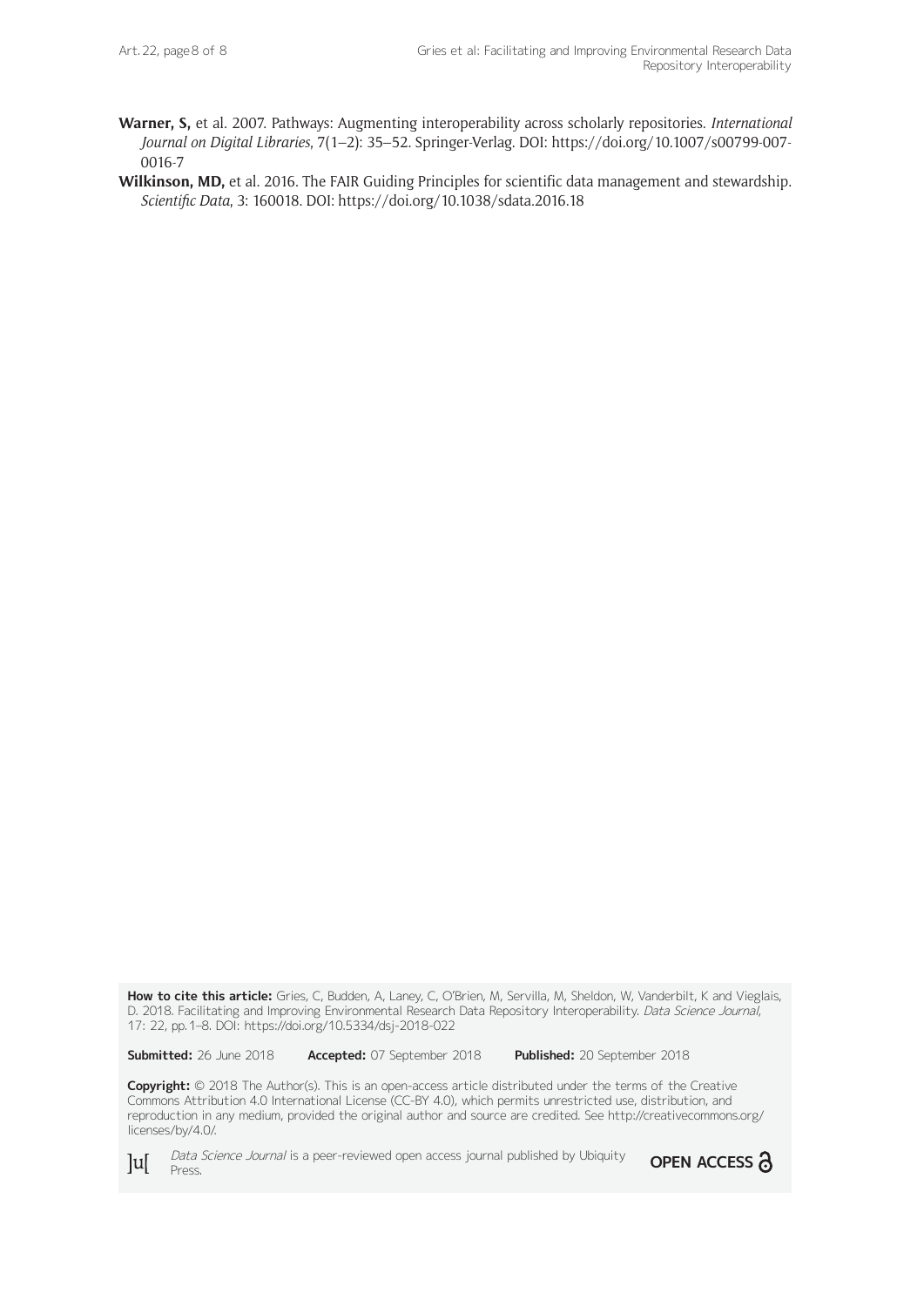**Warner, S,** et al. 2007. Pathways: Augmenting interoperability across scholarly repositories. *International Journal on Digital Libraries*, 7(1–2): 35–52. Springer-Verlag. DOI: https://doi.org/10.1007/s00799-007-0016-7

**Wilkinson, MD,** et al. 2016. The FAIR Guiding Principles for scientific data management and stewardship. *Scientific Data*, 3: 160018. DOI: https://doi.org/10.1038/sdata.2016.18

**How to cite this article:** Gries, C, Budden, A, Laney, C, O'Brien, M, Servilla, M, Sheldon, W, Vanderbilt, K and Vieglais, D. 2018. Facilitating and Improving Environmental Research Data Repository Interoperability. *Data Science Journal*, 17: 22, pp.1–8. DOI: https://doi.org/10.5334/dsj-2018-022

**Submitted:** 26 June 2018 **Accepted:** 07 September 2018 **Published:** 20 September 2018

**Copyright:** © 2018 The Author(s). This is an open-access article distributed under the terms of the Creative Commons Attribution 4.0 International License (CC-BY 4.0), which permits unrestricted use, distribution, and reproduction in any medium, provided the original author and source are credited. See http://creativecommons.org/licenses/by/4.0/.

*Data Science Journal* is a peer-reviewed open access journal published by Ubiquity Press.

**OPEN ACCESS**